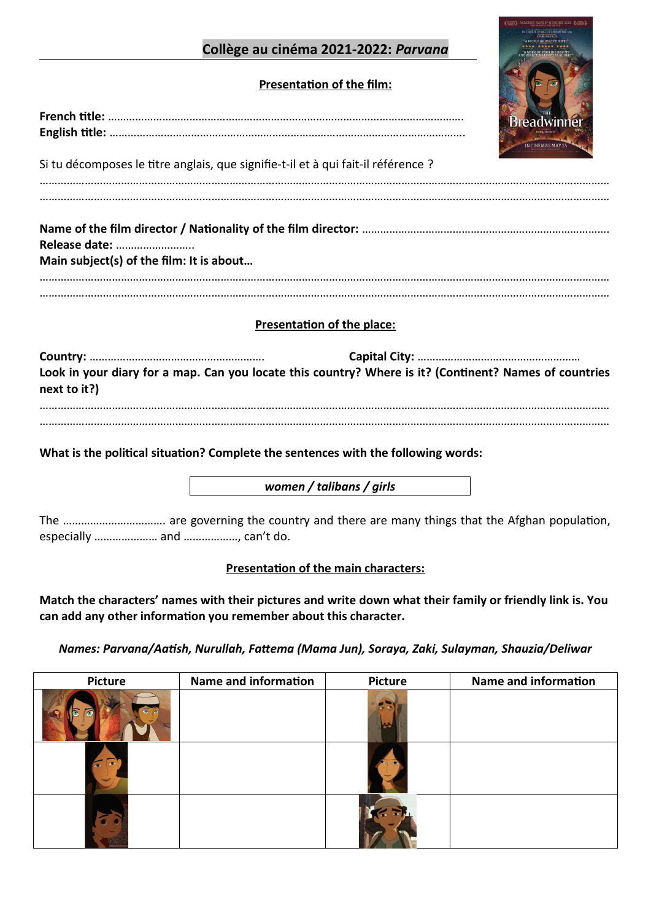# Collège au cinéma 2021-2022: *Parvana*

## Presentation of the film:

**French title:** ……………………………………………………………………………………………………….
**English title:** ……………………………………………………………………………………………………….

Si tu décomposes le titre anglais, que signifie-t-il et à qui fait-il référence ?
…………………………………………………………………………………………………………………………………………………
…………………………………………………………………………………………………………………………………………………

**Name of the film director / Nationality of the film director:** ……………………………………………………………………….
**Release date:** ……………………….
**Main subject(s) of the film: It is about…**
…………………………………………………………………………………………………………………………………………………
…………………………………………………………………………………………………………………………………………………

## Presentation of the place:

**Country:** ………………………………………………….  **Capital City:** ……………………………………………….
**Look in your diary for a map. Can you locate this country? Where is it? (Continent? Names of countries next to it?)**
…………………………………………………………………………………………………………………………………………………
…………………………………………………………………………………………………………………………………………………

**What is the political situation? Complete the sentences with the following words:**

***women / talibans / girls***

The …………………………… are governing the country and there are many things that the Afghan population, especially ………………… and ………………, can't do.

## Presentation of the main characters:

**Match the characters' names with their pictures and write down what their family or friendly link is. You can add any other information you remember about this character.**

***Names: Parvana/Aatish, Nurullah, Fattema (Mama Jun), Soraya, Zaki, Sulayman, Shauzia/Deliwar***

| Picture | Name and information | Picture | Name and information |
|---|---|---|---|
| | | | |
| | | | |
| | | | |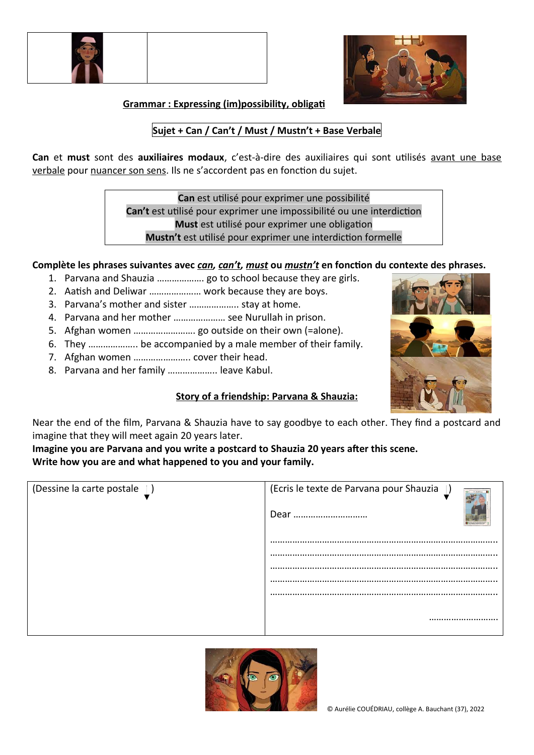## Grammar : Expressing (im)possibility, obligati

**Sujet + Can / Can't / Must / Mustn't + Base Verbale**

**Can** et **must** sont des **auxiliaires modaux**, c'est-à-dire des auxiliaires qui sont utilisés avant une base verbale pour nuancer son sens. Ils ne s'accordent pas en fonction du sujet.

**Can** est utilisé pour exprimer une possibilité
**Can't** est utilisé pour exprimer une impossibilité ou une interdiction
**Must** est utilisé pour exprimer une obligation
**Mustn't** est utilisé pour exprimer une interdiction formelle

**Complète les phrases suivantes avec *can, can't, must* ou *mustn't* en fonction du contexte des phrases.**

1. Parvana and Shauzia ………………. go to school because they are girls.
2. Aatish and Deliwar ………………… work because they are boys.
3. Parvana's mother and sister ……………….. stay at home.
4. Parvana and her mother ………………… see Nurullah in prison.
5. Afghan women ……………………. go outside on their own (=alone).
6. They ……………….. be accompanied by a male member of their family.
7. Afghan women ………………….. cover their head.
8. Parvana and her family ……………….. leave Kabul.

## Story of a friendship: Parvana & Shauzia:

Near the end of the film, Parvana & Shauzia have to say goodbye to each other. They find a postcard and imagine that they will meet again 20 years later.

**Imagine you are Parvana and you write a postcard to Shauzia 20 years after this scene.**
**Write how you are and what happened to you and your family.**

| (Dessine la carte postale ↓) | (Ecris le texte de Parvana pour Shauzia ↓)<br><br>Dear …………………………<br><br>………………………………………………………………………………<br>………………………………………………………………………………<br>………………………………………………………………………………<br>………………………………………………………………………………<br>………………………………………………………………………………<br><br>……………………… |
|---|---|

© Aurélie COUÉDRIAU, collège A. Bauchant (37), 2022